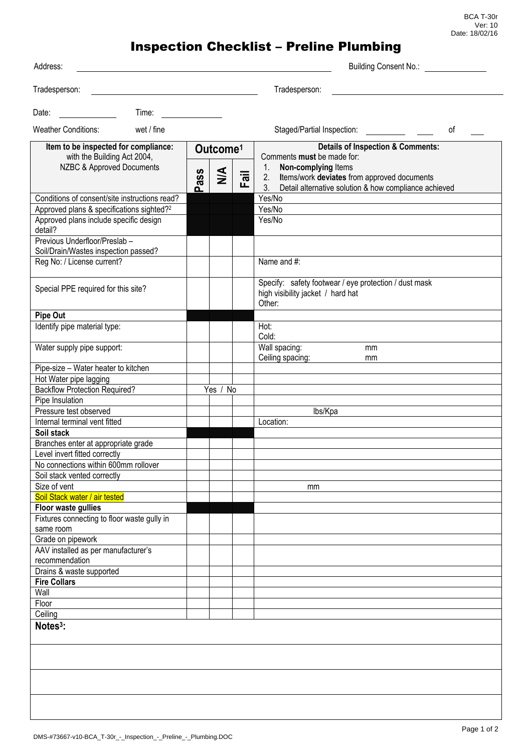BCA T-30r
Ver: 10
Date: 18/02/16

# Inspection Checklist – Preline Plumbing

Address: ______________________ Building Consent No.: ____________

Tradesperson: ______________________ Tradesperson: ______________________

Date: ____________ Time: ____________

Weather Conditions: wet / fine Staged/Partial Inspection: ________ ____ of ____

| Item to be inspected for compliance: with the Building Act 2004, NZBC & Approved Documents | Outcome[1] | | | Details of Inspection & Comments: Comments **must** be made for: 1. **Non-complying** Items 2. Items/work **deviates** from approved documents 3. Detail alternative solution & how compliance achieved |
|---|---|---|---|---|
| | Pass | N/A | Fail | |
| Conditions of consent/site instructions read? | | | | Yes/No |
| Approved plans & specifications sighted?[2] | | | | Yes/No |
| Approved plans include specific design detail? | | | | Yes/No |
| Previous Underfloor/Preslab – Soil/Drain/Wastes inspection passed? | | | | |
| Reg No: / License current? | | | | Name and #: |
| Special PPE required for this site? | | | | Specify: safety footwear / eye protection / dust mask high visibility jacket / hard hat Other: |
| **Pipe Out** | | | | |
| Identify pipe material type: | | | | Hot: Cold: |
| Water supply pipe support: | | | | Wall spacing: mm Ceiling spacing: mm |
| Pipe-size – Water heater to kitchen | | | | |
| Hot Water pipe lagging | | | | |
| Backflow Protection Required? | Yes / No | | | |
| Pipe Insulation | | | | |
| Pressure test observed | | | | lbs/Kpa |
| Internal terminal vent fitted | | | | Location: |
| **Soil stack** | | | | |
| Branches enter at appropriate grade | | | | |
| Level invert fitted correctly | | | | |
| No connections within 600mm rollover | | | | |
| Soil stack vented correctly | | | | |
| Size of vent | | | | mm |
| Soil Stack water / air tested | | | | |
| **Floor waste gullies** | | | | |
| Fixtures connecting to floor waste gully in same room | | | | |
| Grade on pipework | | | | |
| AAV installed as per manufacturer's recommendation | | | | |
| Drains & waste supported | | | | |
| **Fire Collars** | | | | |
| Wall | | | | |
| Floor | | | | |
| Ceiling | | | | |

**Notes[3]:**

DMS-#73667-v10-BCA_T-30r_-_Inspection_-_Preline_-_Plumbing.DOC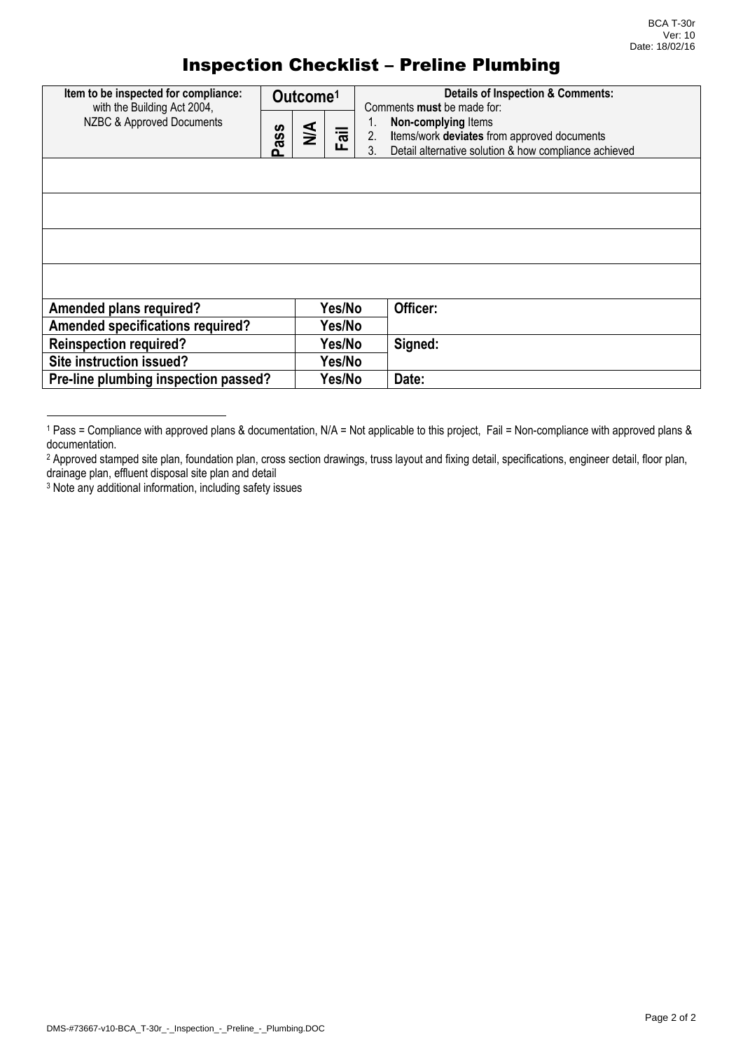# Inspection Checklist – Preline Plumbing

| Item to be inspected for compliance: with the Building Act 2004, NZBC & Approved Documents | Outcome[1] | | | Details of Inspection & Comments: Comments **must** be made for: 1. **Non-complying** Items 2. Items/work **deviates** from approved documents 3. Detail alternative solution & how compliance achieved |
|---|---|---|---|---|
| | Pass | N/A | Fail | |
| | | | | |
| | | | | |
| | | | | |
| | | | | |

| | | |
|---|---|---|
| **Amended plans required?** | **Yes/No** | **Officer:** |
| **Amended specifications required?** | **Yes/No** | |
| **Reinspection required?** | **Yes/No** | **Signed:** |
| **Site instruction issued?** | **Yes/No** | |
| **Pre-line plumbing inspection passed?** | **Yes/No** | **Date:** |

---

[1] Pass = Compliance with approved plans & documentation, N/A = Not applicable to this project, Fail = Non-compliance with approved plans & documentation.

[2] Approved stamped site plan, foundation plan, cross section drawings, truss layout and fixing detail, specifications, engineer detail, floor plan, drainage plan, effluent disposal site plan and detail

[3] Note any additional information, including safety issues